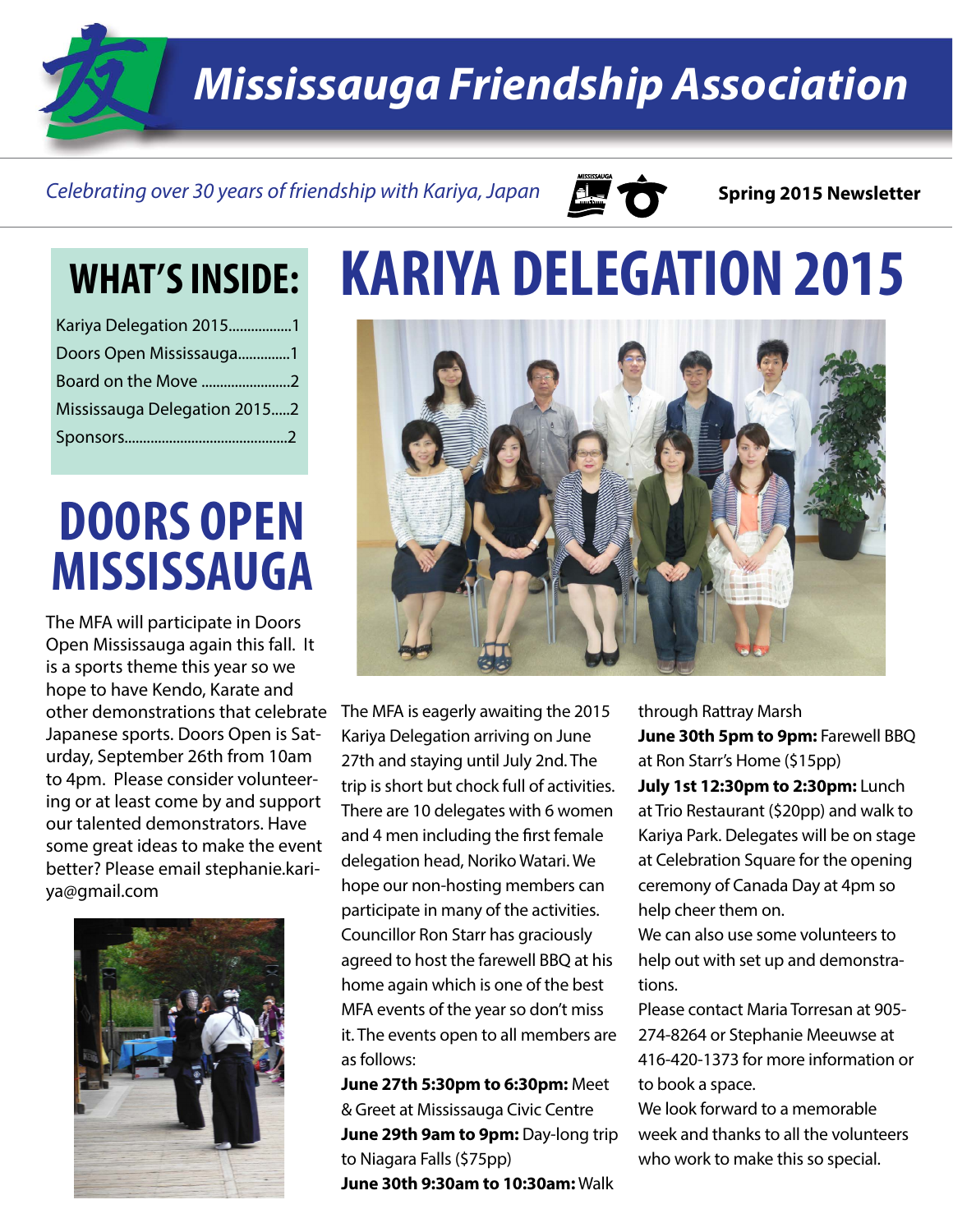# Mississauga Friendship Association

*Celebrating over 30 years of friendship with Kariya, Japan*

**Spring 2015 Newsletter**

## WHAT'S INSIDE:

- Kariya Delegation 2015.................1
- Doors Open Mississauga..............1
- Board on the Move ........................2
- Mississauga Delegation 2015.....2
- Sponsors............................................2

## DOORS OPEN MISSISSAUGA

The MFA will participate in Doors Open Mississauga again this fall. It is a sports theme this year so we hope to have Kendo, Karate and other demonstrations that celebrate Japanese sports. Doors Open is Saturday, September 26th from 10am to 4pm. Please consider volunteering or at least come by and support our talented demonstrators. Have some great ideas to make the event better? Please email stephanie.kariya@gmail.com

# KARIYA DELEGATION 2015

The MFA is eagerly awaiting the 2015 Kariya Delegation arriving on June 27th and staying until July 2nd. The trip is short but chock full of activities. There are 10 delegates with 6 women and 4 men including the first female delegation head, Noriko Watari. We hope our non-hosting members can participate in many of the activities. Councillor Ron Starr has graciously agreed to host the farewell BBQ at his home again which is one of the best MFA events of the year so don't miss it. The events open to all members are as follows:

**June 27th 5:30pm to 6:30pm:** Meet & Greet at Mississauga Civic Centre

**June 29th 9am to 9pm:** Day-long trip to Niagara Falls ($75pp)

**June 30th 9:30am to 10:30am:** Walk through Rattray Marsh

**June 30th 5pm to 9pm:** Farewell BBQ at Ron Starr's Home ($15pp)

**July 1st 12:30pm to 2:30pm:** Lunch at Trio Restaurant ($20pp) and walk to Kariya Park. Delegates will be on stage at Celebration Square for the opening ceremony of Canada Day at 4pm so help cheer them on.

We can also use some volunteers to help out with set up and demonstrations.

Please contact Maria Torresan at 905-274-8264 or Stephanie Meeuwse at 416-420-1373 for more information or to book a space.

We look forward to a memorable week and thanks to all the volunteers who work to make this so special.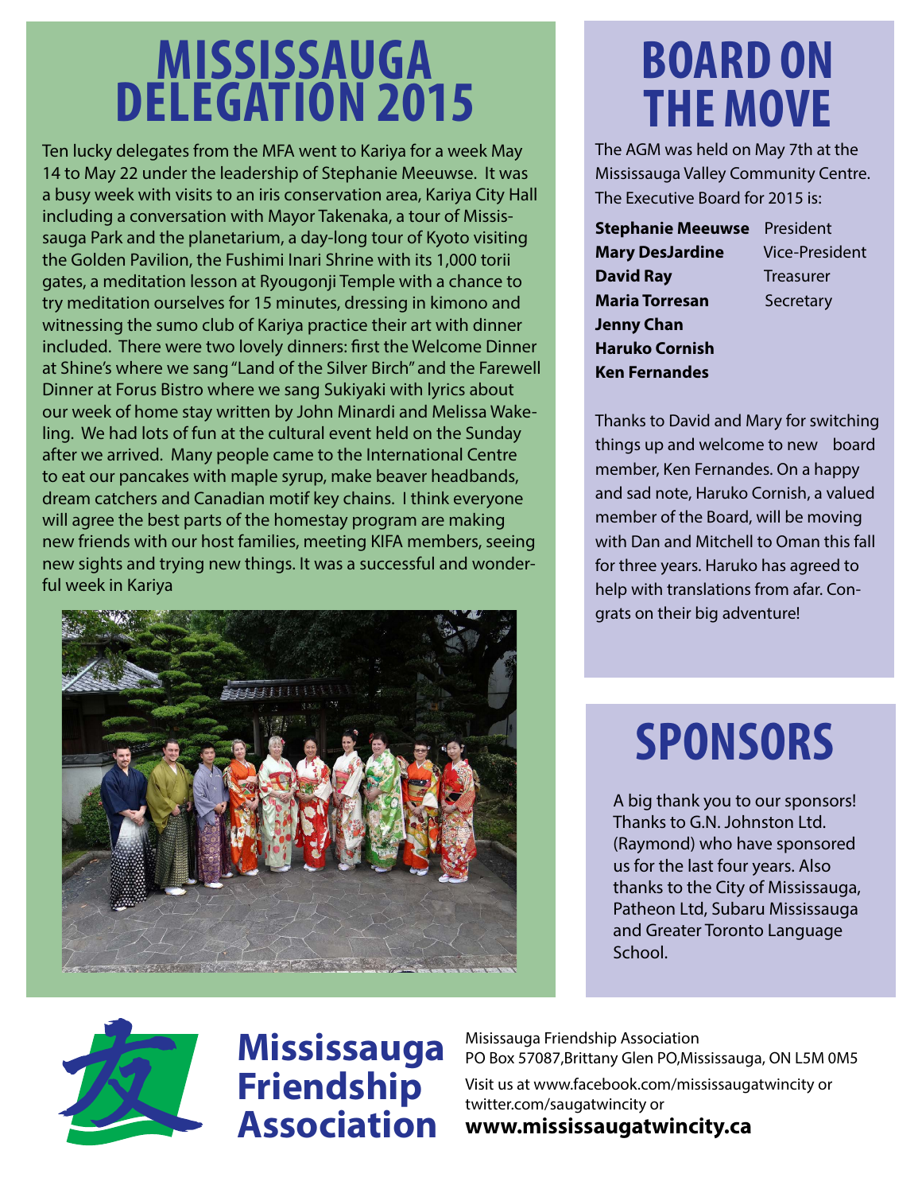# MISSISSAUGA DELEGATION 2015

Ten lucky delegates from the MFA went to Kariya for a week May 14 to May 22 under the leadership of Stephanie Meeuwse. It was a busy week with visits to an iris conservation area, Kariya City Hall including a conversation with Mayor Takenaka, a tour of Mississauga Park and the planetarium, a day-long tour of Kyoto visiting the Golden Pavilion, the Fushimi Inari Shrine with its 1,000 torii gates, a meditation lesson at Ryougonji Temple with a chance to try meditation ourselves for 15 minutes, dressing in kimono and witnessing the sumo club of Kariya practice their art with dinner included. There were two lovely dinners: first the Welcome Dinner at Shine's where we sang "Land of the Silver Birch" and the Farewell Dinner at Forus Bistro where we sang Sukiyaki with lyrics about our week of home stay written by John Minardi and Melissa Wakeling. We had lots of fun at the cultural event held on the Sunday after we arrived. Many people came to the International Centre to eat our pancakes with maple syrup, make beaver headbands, dream catchers and Canadian motif key chains. I think everyone will agree the best parts of the homestay program are making new friends with our host families, meeting KIFA members, seeing new sights and trying new things. It was a successful and wonderful week in Kariya

# BOARD ON THE MOVE

The AGM was held on May 7th at the Mississauga Valley Community Centre. The Executive Board for 2015 is:

| | |
|---|---|
| **Stephanie Meeuwse** | President |
| **Mary DesJardine** | Vice-President |
| **David Ray** | Treasurer |
| **Maria Torresan** | Secretary |
| **Jenny Chan** | |
| **Haruko Cornish** | |
| **Ken Fernandes** | |

Thanks to David and Mary for switching things up and welcome to new board member, Ken Fernandes. On a happy and sad note, Haruko Cornish, a valued member of the Board, will be moving with Dan and Mitchell to Oman this fall for three years. Haruko has agreed to help with translations from afar. Congrats on their big adventure!

# SPONSORS

A big thank you to our sponsors! Thanks to G.N. Johnston Ltd. (Raymond) who have sponsored us for the last four years. Also thanks to the City of Mississauga, Patheon Ltd, Subaru Mississauga and Greater Toronto Language School.

**Mississauga Friendship Association**

Mississauga Friendship Association
PO Box 57087,Brittany Glen PO,Mississauga, ON L5M 0M5

Visit us at www.facebook.com/mississaugatwincity or twitter.com/saugatwincity or

**www.mississaugatwincity.ca**